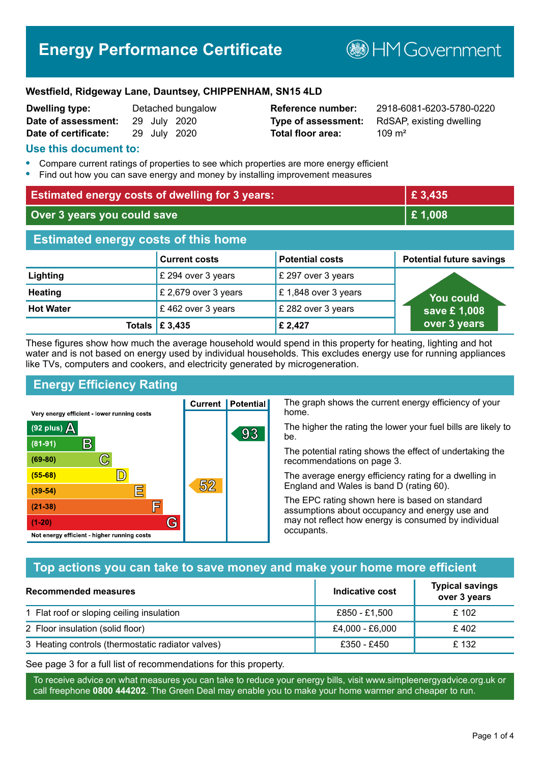# Energy Performance Certificate

HM Government

**Westfield, Ridgeway Lane, Dauntsey, CHIPPENHAM, SN15 4LD**

| | | | |
|---|---|---|---|
| **Dwelling type:** | Detached bungalow | **Reference number:** | 2918-6081-6203-5780-0220 |
| **Date of assessment:** | 29 July 2020 | **Type of assessment:** | RdSAP, existing dwelling |
| **Date of certificate:** | 29 July 2020 | **Total floor area:** | 109 m² |

## Use this document to:

- Compare current ratings of properties to see which properties are more energy efficient
- Find out how you can save energy and money by installing improvement measures

| | |
|---|---|
| **Estimated energy costs of dwelling for 3 years:** | **£ 3,435** |
| **Over 3 years you could save** | **£ 1,008** |

## Estimated energy costs of this home

| | Current costs | Potential costs | Potential future savings |
|---|---|---|---|
| **Lighting** | £ 294 over 3 years | £ 297 over 3 years | You could save £ 1,008 over 3 years |
| **Heating** | £ 2,679 over 3 years | £ 1,848 over 3 years | |
| **Hot Water** | £ 462 over 3 years | £ 282 over 3 years | |
| **Totals** | **£ 3,435** | **£ 2,427** | |

These figures show how much the average household would spend in this property for heating, lighting and hot water and is not based on energy used by individual households. This excludes energy use for running appliances like TVs, computers and cookers, and electricity generated by microgeneration.

## Energy Efficiency Rating

Very energy efficient - lower running costs

| Rating | Band | Current | Potential |
|---|---|---|---|
| (92 plus) | A | | |
| (81-91) | B | | 93 |
| (69-80) | C | | |
| (55-68) | D | | |
| (39-54) | E | 52 | |
| (21-38) | F | | |
| (1-20) | G | | |

Not energy efficient - higher running costs

The graph shows the current energy efficiency of your home.

The higher the rating the lower your fuel bills are likely to be.

The potential rating shows the effect of undertaking the recommendations on page 3.

The average energy efficiency rating for a dwelling in England and Wales is band D (rating 60).

The EPC rating shown here is based on standard assumptions about occupancy and energy use and may not reflect how energy is consumed by individual occupants.

## Top actions you can take to save money and make your home more efficient

| Recommended measures | Indicative cost | Typical savings over 3 years |
|---|---|---|
| 1 Flat roof or sloping ceiling insulation | £850 - £1,500 | £ 102 |
| 2 Floor insulation (solid floor) | £4,000 - £6,000 | £ 402 |
| 3 Heating controls (thermostatic radiator valves) | £350 - £450 | £ 132 |

See page 3 for a full list of recommendations for this property.

To receive advice on what measures you can take to reduce your energy bills, visit www.simpleenergyadvice.org.uk or call freephone **0800 444202**. The Green Deal may enable you to make your home warmer and cheaper to run.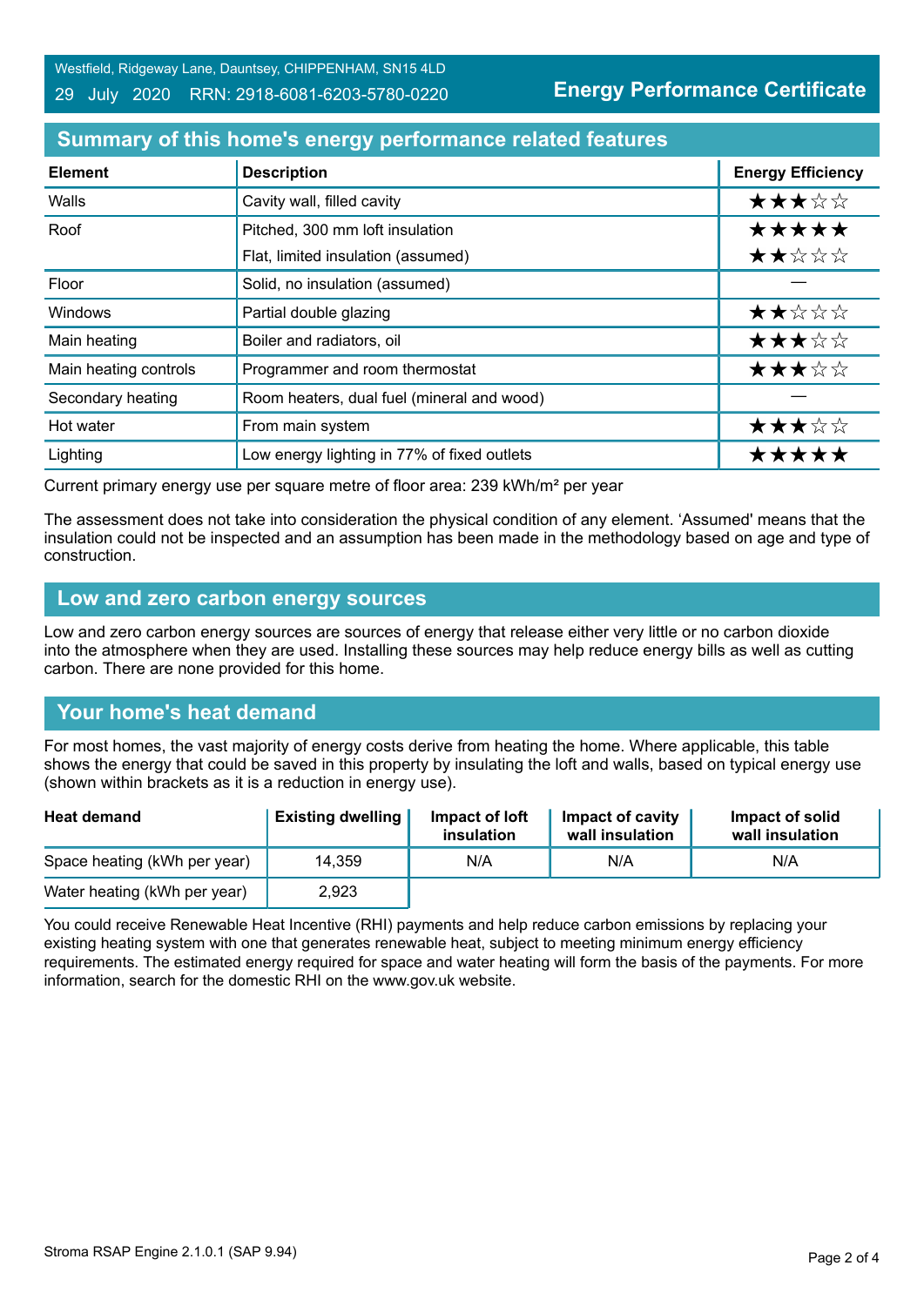Westfield, Ridgeway Lane, Dauntsey, CHIPPENHAM, SN15 4LD
29 July 2020 RRN: 2918-6081-6203-5780-0220

**Energy Performance Certificate**

## Summary of this home's energy performance related features

| Element | Description | Energy Efficiency |
|---|---|---|
| Walls | Cavity wall, filled cavity | ★★★☆☆ |
| Roof | Pitched, 300 mm loft insulation | ★★★★★ |
| | Flat, limited insulation (assumed) | ★★☆☆☆ |
| Floor | Solid, no insulation (assumed) | — |
| Windows | Partial double glazing | ★★☆☆☆ |
| Main heating | Boiler and radiators, oil | ★★★☆☆ |
| Main heating controls | Programmer and room thermostat | ★★★☆☆ |
| Secondary heating | Room heaters, dual fuel (mineral and wood) | — |
| Hot water | From main system | ★★★☆☆ |
| Lighting | Low energy lighting in 77% of fixed outlets | ★★★★★ |

Current primary energy use per square metre of floor area: 239 kWh/m² per year

The assessment does not take into consideration the physical condition of any element. 'Assumed' means that the insulation could not be inspected and an assumption has been made in the methodology based on age and type of construction.

## Low and zero carbon energy sources

Low and zero carbon energy sources are sources of energy that release either very little or no carbon dioxide into the atmosphere when they are used. Installing these sources may help reduce energy bills as well as cutting carbon. There are none provided for this home.

## Your home's heat demand

For most homes, the vast majority of energy costs derive from heating the home. Where applicable, this table shows the energy that could be saved in this property by insulating the loft and walls, based on typical energy use (shown within brackets as it is a reduction in energy use).

| Heat demand | Existing dwelling | Impact of loft insulation | Impact of cavity wall insulation | Impact of solid wall insulation |
|---|---|---|---|---|
| Space heating (kWh per year) | 14,359 | N/A | N/A | N/A |
| Water heating (kWh per year) | 2,923 | | | |

You could receive Renewable Heat Incentive (RHI) payments and help reduce carbon emissions by replacing your existing heating system with one that generates renewable heat, subject to meeting minimum energy efficiency requirements. The estimated energy required for space and water heating will form the basis of the payments. For more information, search for the domestic RHI on the www.gov.uk website.

Stroma RSAP Engine 2.1.0.1 (SAP 9.94)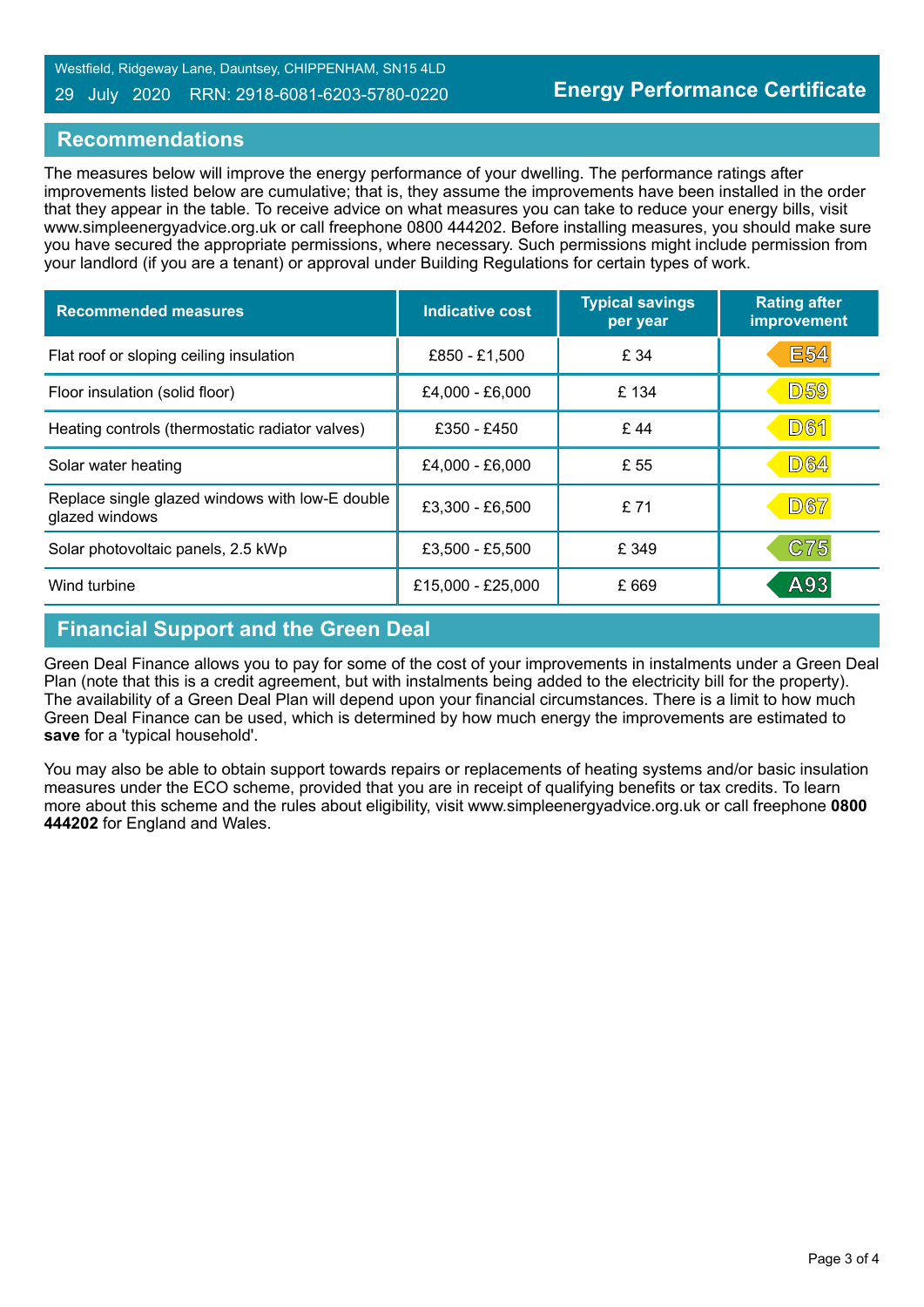Westfield, Ridgeway Lane, Dauntsey, CHIPPENHAM, SN15 4LD

29 July 2020 RRN: 2918-6081-6203-5780-0220

**Energy Performance Certificate**

## Recommendations

The measures below will improve the energy performance of your dwelling. The performance ratings after improvements listed below are cumulative; that is, they assume the improvements have been installed in the order that they appear in the table. To receive advice on what measures you can take to reduce your energy bills, visit www.simpleenergyadvice.org.uk or call freephone 0800 444202. Before installing measures, you should make sure you have secured the appropriate permissions, where necessary. Such permissions might include permission from your landlord (if you are a tenant) or approval under Building Regulations for certain types of work.

| Recommended measures | Indicative cost | Typical savings per year | Rating after improvement |
|---|---|---|---|
| Flat roof or sloping ceiling insulation | £850 - £1,500 | £ 34 | E54 |
| Floor insulation (solid floor) | £4,000 - £6,000 | £ 134 | D59 |
| Heating controls (thermostatic radiator valves) | £350 - £450 | £ 44 | D61 |
| Solar water heating | £4,000 - £6,000 | £ 55 | D64 |
| Replace single glazed windows with low-E double glazed windows | £3,300 - £6,500 | £ 71 | D67 |
| Solar photovoltaic panels, 2.5 kWp | £3,500 - £5,500 | £ 349 | C75 |
| Wind turbine | £15,000 - £25,000 | £ 669 | A93 |

## Financial Support and the Green Deal

Green Deal Finance allows you to pay for some of the cost of your improvements in instalments under a Green Deal Plan (note that this is a credit agreement, but with instalments being added to the electricity bill for the property). The availability of a Green Deal Plan will depend upon your financial circumstances. There is a limit to how much Green Deal Finance can be used, which is determined by how much energy the improvements are estimated to **save** for a 'typical household'.

You may also be able to obtain support towards repairs or replacements of heating systems and/or basic insulation measures under the ECO scheme, provided that you are in receipt of qualifying benefits or tax credits. To learn more about this scheme and the rules about eligibility, visit www.simpleenergyadvice.org.uk or call freephone **0800 444202** for England and Wales.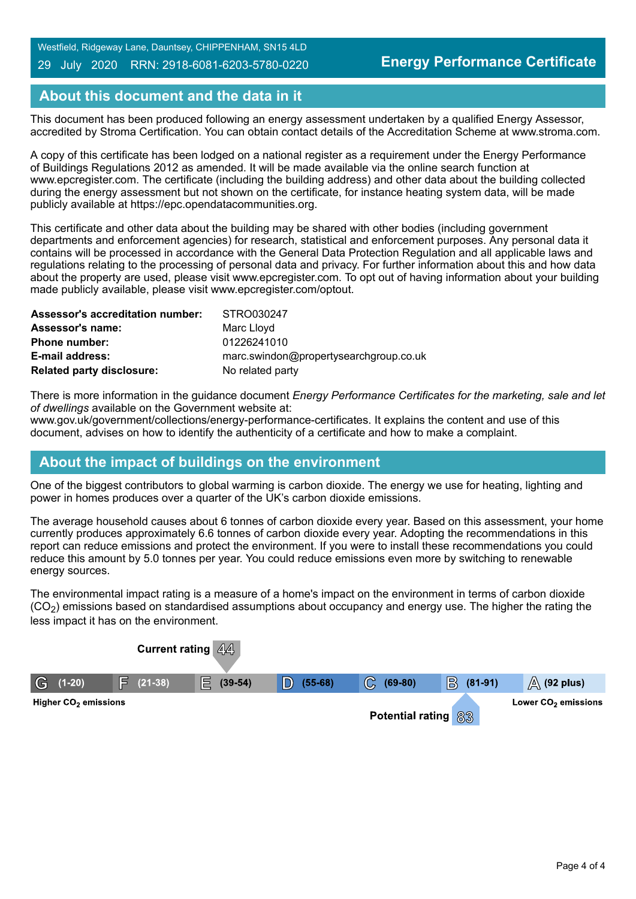Westfield, Ridgeway Lane, Dauntsey, CHIPPENHAM, SN15 4LD

29 July 2020 RRN: 2918-6081-6203-5780-0220

**Energy Performance Certificate**

## About this document and the data in it

This document has been produced following an energy assessment undertaken by a qualified Energy Assessor, accredited by Stroma Certification. You can obtain contact details of the Accreditation Scheme at www.stroma.com.

A copy of this certificate has been lodged on a national register as a requirement under the Energy Performance of Buildings Regulations 2012 as amended. It will be made available via the online search function at www.epcregister.com. The certificate (including the building address) and other data about the building collected during the energy assessment but not shown on the certificate, for instance heating system data, will be made publicly available at https://epc.opendatacommunities.org.

This certificate and other data about the building may be shared with other bodies (including government departments and enforcement agencies) for research, statistical and enforcement purposes. Any personal data it contains will be processed in accordance with the General Data Protection Regulation and all applicable laws and regulations relating to the processing of personal data and privacy. For further information about this and how data about the property are used, please visit www.epcregister.com. To opt out of having information about your building made publicly available, please visit www.epcregister.com/optout.

| | |
|---|---|
| **Assessor's accreditation number:** | STRO030247 |
| **Assessor's name:** | Marc Lloyd |
| **Phone number:** | 01226241010 |
| **E-mail address:** | marc.swindon@propertysearchgroup.co.uk |
| **Related party disclosure:** | No related party |

There is more information in the guidance document *Energy Performance Certificates for the marketing, sale and let of dwellings* available on the Government website at: www.gov.uk/government/collections/energy-performance-certificates. It explains the content and use of this document, advises on how to identify the authenticity of a certificate and how to make a complaint.

## About the impact of buildings on the environment

One of the biggest contributors to global warming is carbon dioxide. The energy we use for heating, lighting and power in homes produces over a quarter of the UK's carbon dioxide emissions.

The average household causes about 6 tonnes of carbon dioxide every year. Based on this assessment, your home currently produces approximately 6.6 tonnes of carbon dioxide every year. Adopting the recommendations in this report can reduce emissions and protect the environment. If you were to install these recommendations you could reduce this amount by 5.0 tonnes per year. You could reduce emissions even more by switching to renewable energy sources.

The environmental impact rating is a measure of a home's impact on the environment in terms of carbon dioxide ($CO_2$) emissions based on standardised assumptions about occupancy and energy use. The higher the rating the less impact it has on the environment.

Current rating 44

G (1-20) F (21-38) E (39-54) D (55-68) C (69-80) B (81-91) A (92 plus)

Higher $CO_2$ emissions

Lower $CO_2$ emissions

Potential rating 83